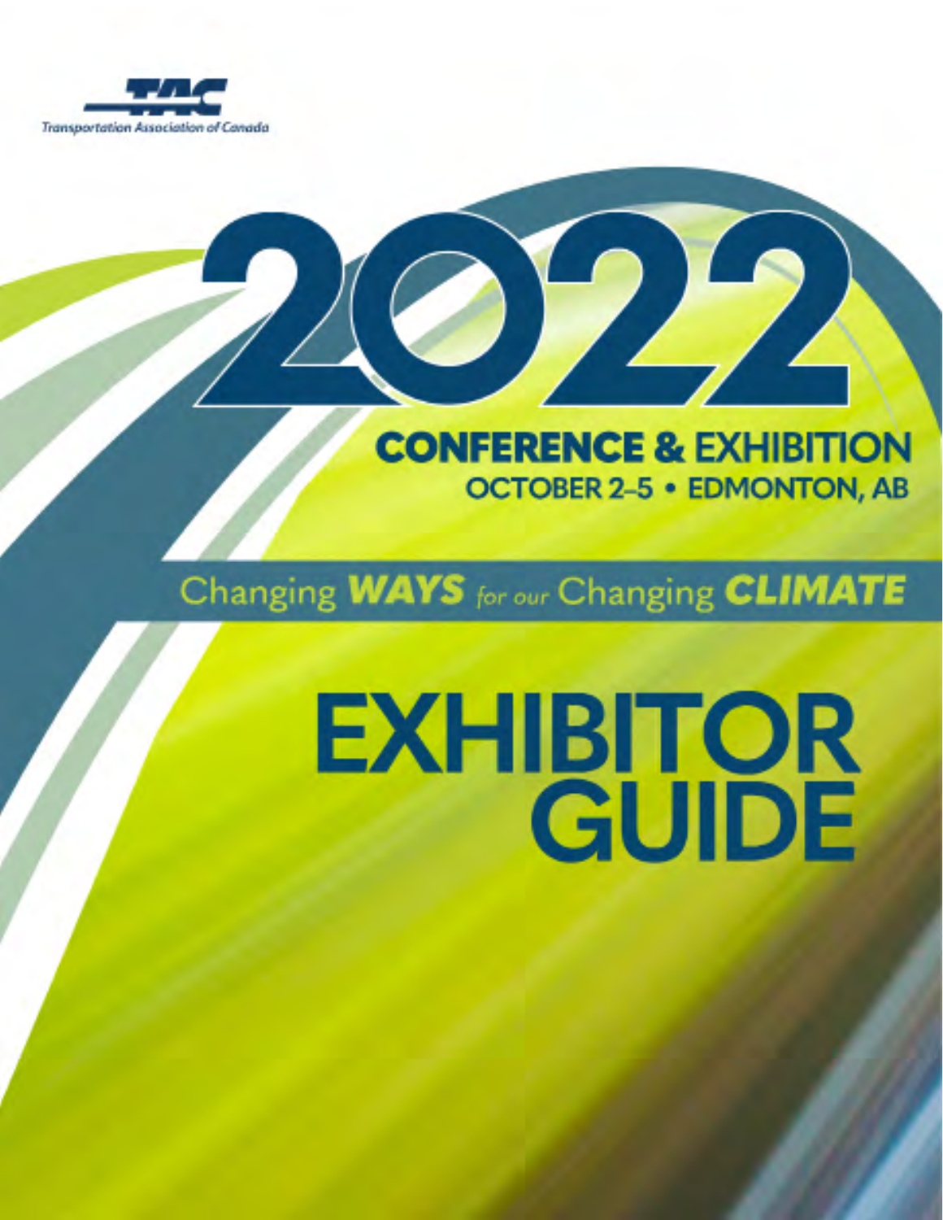Transportation Association of Canada

# 2022

## CONFERENCE & EXHIBITION

**OCTOBER 2–5 • EDMONTON, AB**

Changing ***WAYS*** *for our* Changing ***CLIMATE***

# EXHIBITOR GUIDE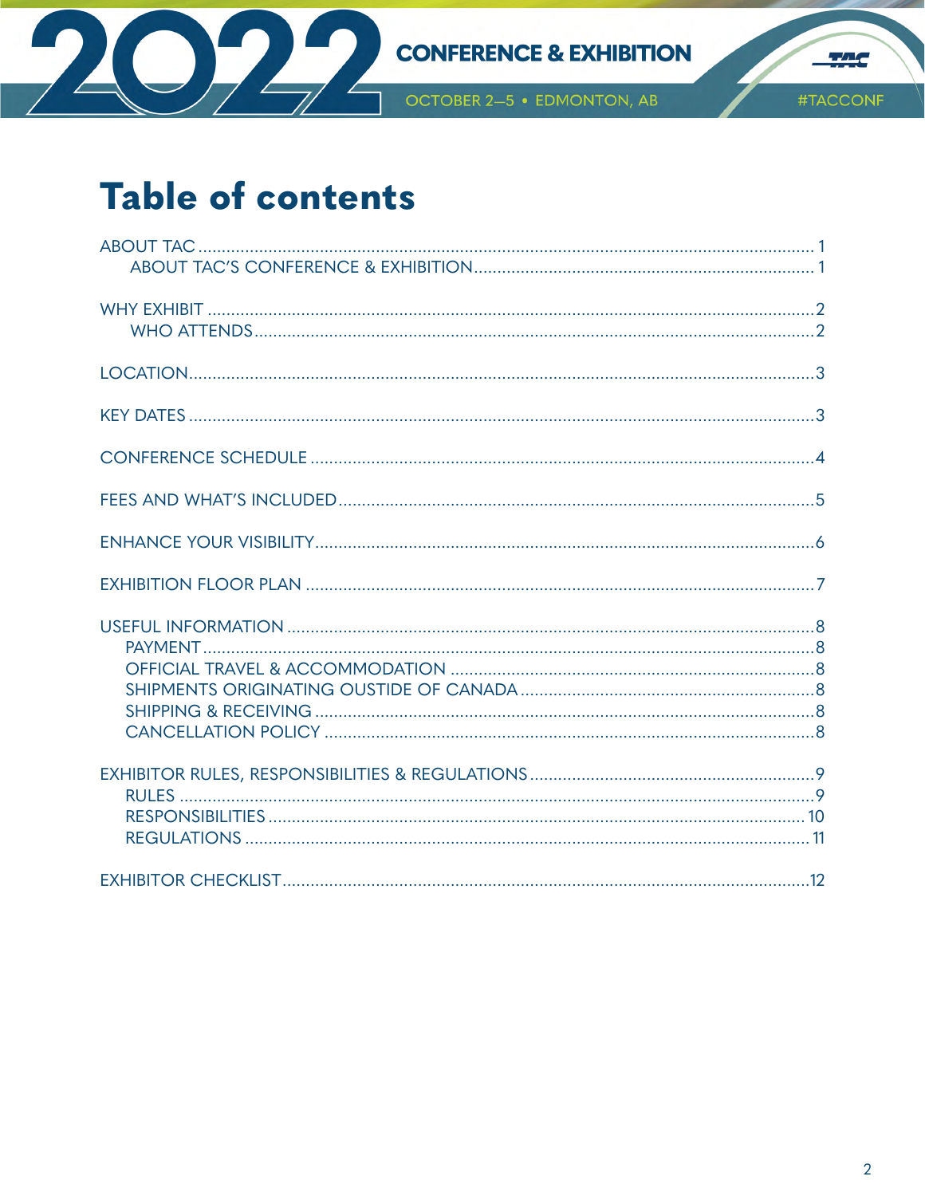# Table of contents

ABOUT TAC ..................................................... 1
- ABOUT TAC'S CONFERENCE & EXHIBITION ..................................................... 1

WHY EXHIBIT ..................................................... 2
- WHO ATTENDS ..................................................... 2

LOCATION ..................................................... 3

KEY DATES ..................................................... 3

CONFERENCE SCHEDULE ..................................................... 4

FEES AND WHAT'S INCLUDED ..................................................... 5

ENHANCE YOUR VISIBILITY ..................................................... 6

EXHIBITION FLOOR PLAN ..................................................... 7

USEFUL INFORMATION ..................................................... 8
- PAYMENT ..................................................... 8
- OFFICIAL TRAVEL & ACCOMMODATION ..................................................... 8
- SHIPMENTS ORIGINATING OUSTIDE OF CANADA ..................................................... 8
- SHIPPING & RECEIVING ..................................................... 8
- CANCELLATION POLICY ..................................................... 8

EXHIBITOR RULES, RESPONSIBILITIES & REGULATIONS ..................................................... 9
- RULES ..................................................... 9
- RESPONSIBILITIES ..................................................... 10
- REGULATIONS ..................................................... 11

EXHIBITOR CHECKLIST ..................................................... 12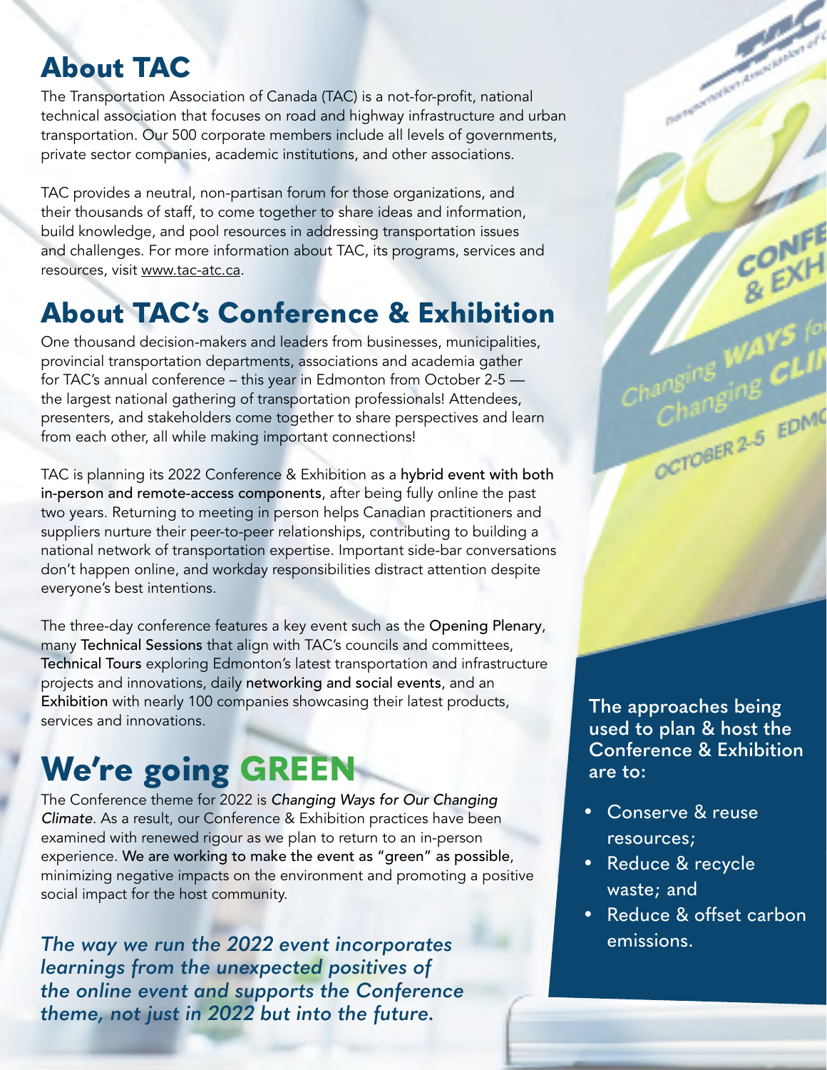## About TAC

The Transportation Association of Canada (TAC) is a not-for-profit, national technical association that focuses on road and highway infrastructure and urban transportation. Our 500 corporate members include all levels of governments, private sector companies, academic institutions, and other associations.

TAC provides a neutral, non-partisan forum for those organizations, and their thousands of staff, to come together to share ideas and information, build knowledge, and pool resources in addressing transportation issues and challenges. For more information about TAC, its programs, services and resources, visit www.tac-atc.ca.

## About TAC's Conference & Exhibition

One thousand decision-makers and leaders from businesses, municipalities, provincial transportation departments, associations and academia gather for TAC's annual conference – this year in Edmonton from October 2-5 — the largest national gathering of transportation professionals! Attendees, presenters, and stakeholders come together to share perspectives and learn from each other, all while making important connections!

TAC is planning its 2022 Conference & Exhibition as a hybrid event with both in-person and remote-access components, after being fully online the past two years. Returning to meeting in person helps Canadian practitioners and suppliers nurture their peer-to-peer relationships, contributing to building a national network of transportation expertise. Important side-bar conversations don't happen online, and workday responsibilities distract attention despite everyone's best intentions.

The three-day conference features a key event such as the Opening Plenary, many Technical Sessions that align with TAC's councils and committees, Technical Tours exploring Edmonton's latest transportation and infrastructure projects and innovations, daily networking and social events, and an Exhibition with nearly 100 companies showcasing their latest products, services and innovations.

## We're going GREEN

The Conference theme for 2022 is *Changing Ways for Our Changing Climate*. As a result, our Conference & Exhibition practices have been examined with renewed rigour as we plan to return to an in-person experience. We are working to make the event as "green" as possible, minimizing negative impacts on the environment and promoting a positive social impact for the host community.

***The way we run the 2022 event incorporates learnings from the unexpected positives of the online event and supports the Conference theme, not just in 2022 but into the future.***

**The approaches being used to plan & host the Conference & Exhibition are to:**

- Conserve & reuse resources;
- Reduce & recycle waste; and
- Reduce & offset carbon emissions.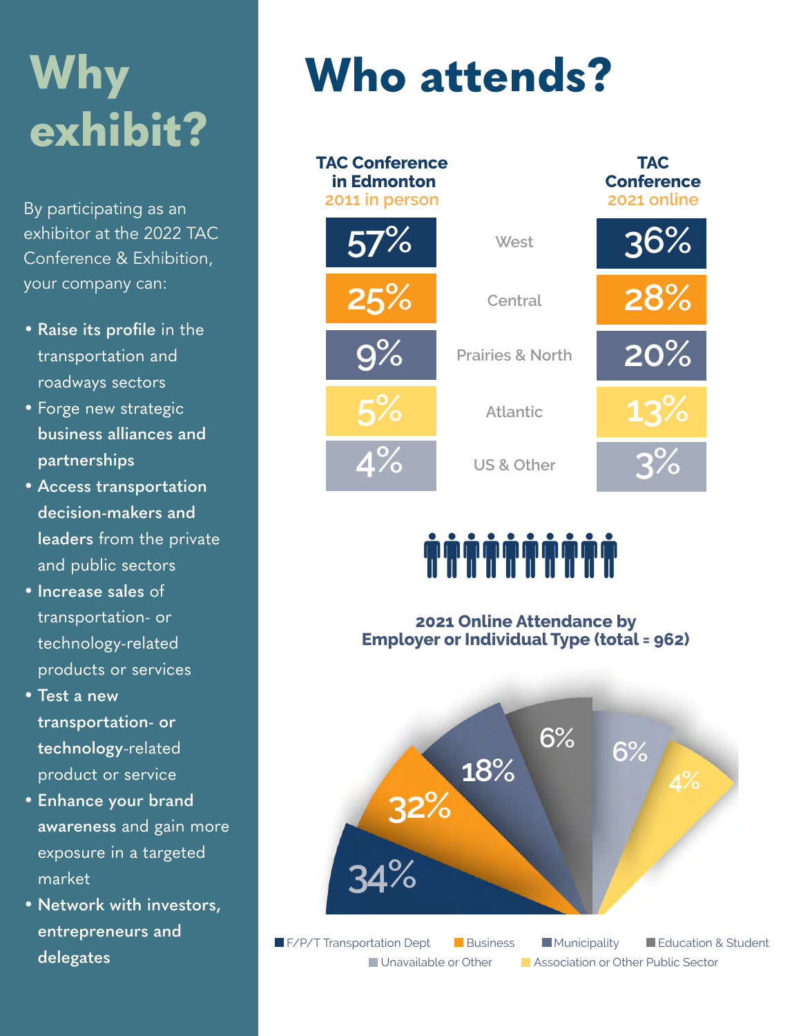# Why exhibit?

By participating as an exhibitor at the 2022 TAC Conference & Exhibition, your company can:

- **Raise its profile** in the transportation and roadways sectors
- Forge new strategic **business alliances and partnerships**
- **Access transportation decision-makers and leaders** from the private and public sectors
- **Increase sales** of transportation- or technology-related products or services
- **Test a new transportation- or technology-related product or service**
- **Enhance your brand awareness** and gain more exposure in a targeted market
- **Network with investors, entrepreneurs and delegates**

# Who attends?

| TAC Conference in Edmonton 2011 in person | | TAC Conference 2021 online |
|---|---|---|
| 57% | West | 36% |
| 25% | Central | 28% |
| 9% | Prairies & North | 20% |
| 5% | Atlantic | 13% |
| 4% | US & Other | 3% |

**2021 Online Attendance by Employer or Individual Type (total = 962)**

| Type | Percentage |
|---|---|
| F/P/T Transportation Dept | 34% |
| Business | 32% |
| Municipality | 18% |
| Education & Student | 6% |
| Unavailable or Other | 6% |
| Association or Other Public Sector | 4% |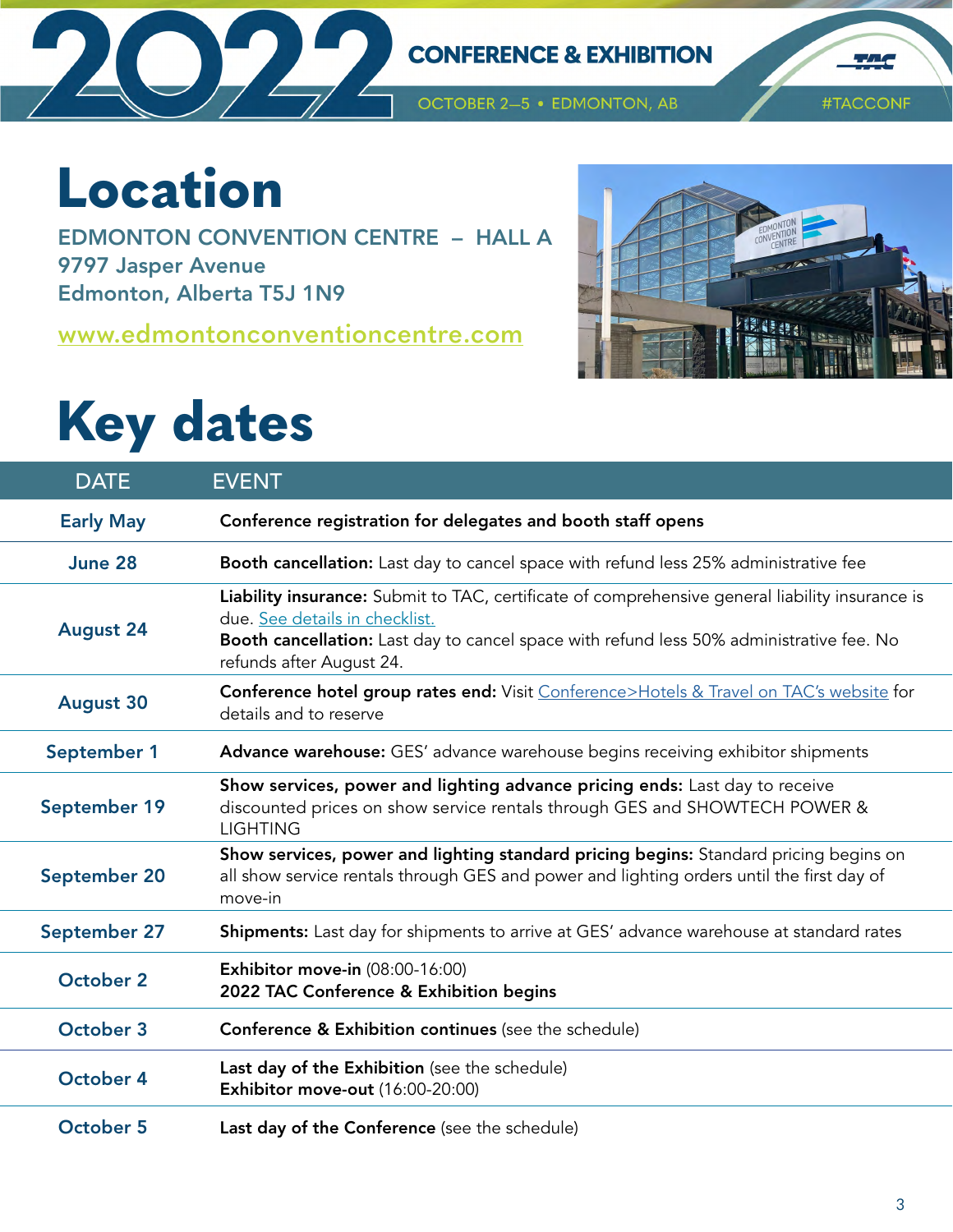# Location

**EDMONTON CONVENTION CENTRE – HALL A**
**9797 Jasper Avenue**
**Edmonton, Alberta T5J 1N9**

[www.edmontonconventioncentre.com](www.edmontonconventioncentre.com)

# Key dates

| DATE | EVENT |
|---|---|
| Early May | **Conference registration for delegates and booth staff opens** |
| June 28 | **Booth cancellation:** Last day to cancel space with refund less 25% administrative fee |
| August 24 | **Liability insurance:** Submit to TAC, certificate of comprehensive general liability insurance is due. See details in checklist. **Booth cancellation:** Last day to cancel space with refund less 50% administrative fee. No refunds after August 24. |
| August 30 | **Conference hotel group rates end:** Visit Conference>Hotels & Travel on TAC's website for details and to reserve |
| September 1 | **Advance warehouse:** GES' advance warehouse begins receiving exhibitor shipments |
| September 19 | **Show services, power and lighting advance pricing ends:** Last day to receive discounted prices on show service rentals through GES and SHOWTECH POWER & LIGHTING |
| September 20 | **Show services, power and lighting standard pricing begins:** Standard pricing begins on all show service rentals through GES and power and lighting orders until the first day of move-in |
| September 27 | **Shipments:** Last day for shipments to arrive at GES' advance warehouse at standard rates |
| October 2 | **Exhibitor move-in** (08:00-16:00) **2022 TAC Conference & Exhibition begins** |
| October 3 | **Conference & Exhibition continues** (see the schedule) |
| October 4 | **Last day of the Exhibition** (see the schedule) **Exhibitor move-out** (16:00-20:00) |
| October 5 | **Last day of the Conference** (see the schedule) |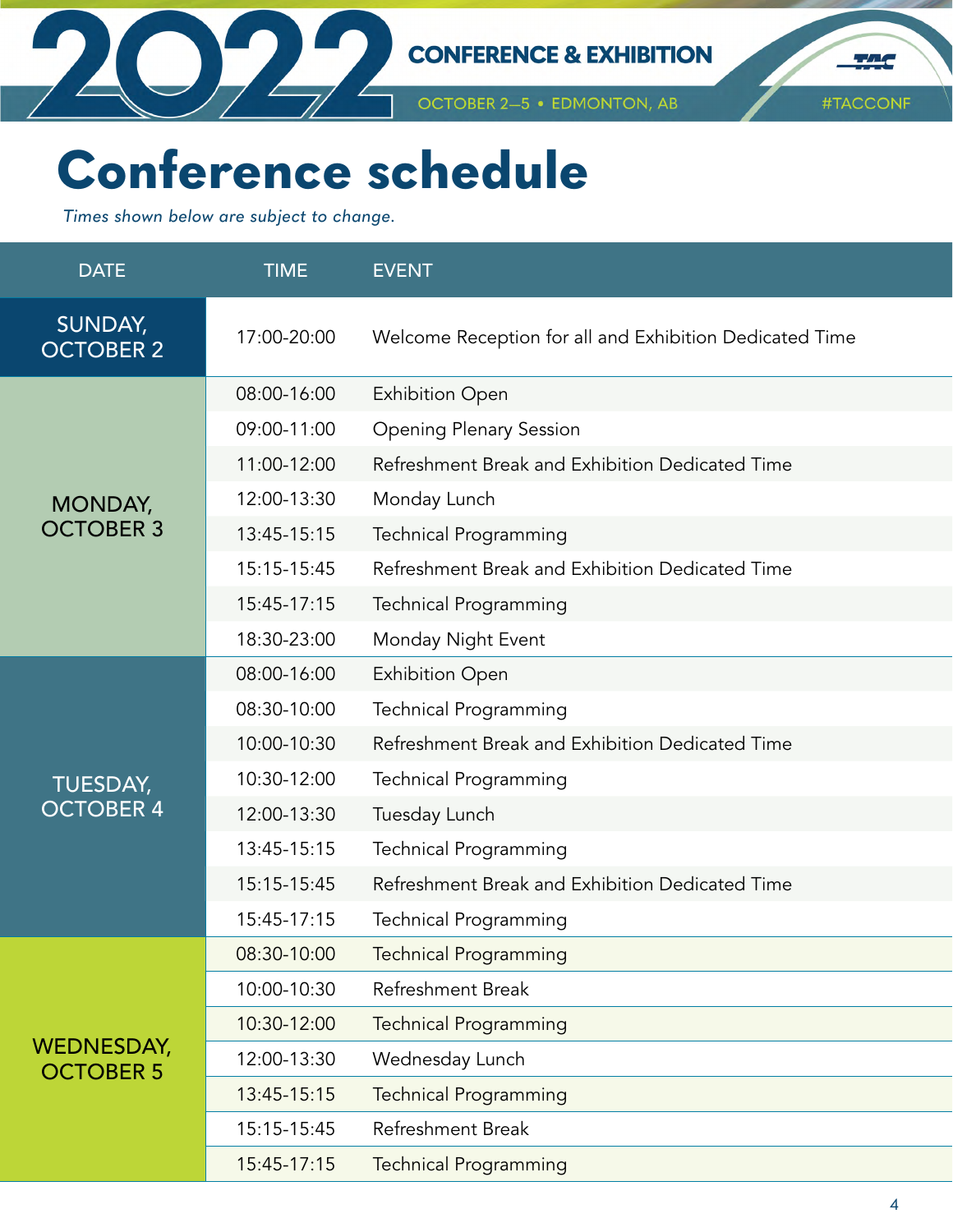2022 CONFERENCE & EXHIBITION

OCTOBER 2–5 • EDMONTON, AB

#TACCONF

# Conference schedule

*Times shown below are subject to change.*

| DATE | TIME | EVENT |
|---|---|---|
| SUNDAY, OCTOBER 2 | 17:00-20:00 | Welcome Reception for all and Exhibition Dedicated Time |
| MONDAY, OCTOBER 3 | 08:00-16:00 | Exhibition Open |
| | 09:00-11:00 | Opening Plenary Session |
| | 11:00-12:00 | Refreshment Break and Exhibition Dedicated Time |
| | 12:00-13:30 | Monday Lunch |
| | 13:45-15:15 | Technical Programming |
| | 15:15-15:45 | Refreshment Break and Exhibition Dedicated Time |
| | 15:45-17:15 | Technical Programming |
| | 18:30-23:00 | Monday Night Event |
| TUESDAY, OCTOBER 4 | 08:00-16:00 | Exhibition Open |
| | 08:30-10:00 | Technical Programming |
| | 10:00-10:30 | Refreshment Break and Exhibition Dedicated Time |
| | 10:30-12:00 | Technical Programming |
| | 12:00-13:30 | Tuesday Lunch |
| | 13:45-15:15 | Technical Programming |
| | 15:15-15:45 | Refreshment Break and Exhibition Dedicated Time |
| | 15:45-17:15 | Technical Programming |
| WEDNESDAY, OCTOBER 5 | 08:30-10:00 | Technical Programming |
| | 10:00-10:30 | Refreshment Break |
| | 10:30-12:00 | Technical Programming |
| | 12:00-13:30 | Wednesday Lunch |
| | 13:45-15:15 | Technical Programming |
| | 15:15-15:45 | Refreshment Break |
| | 15:45-17:15 | Technical Programming |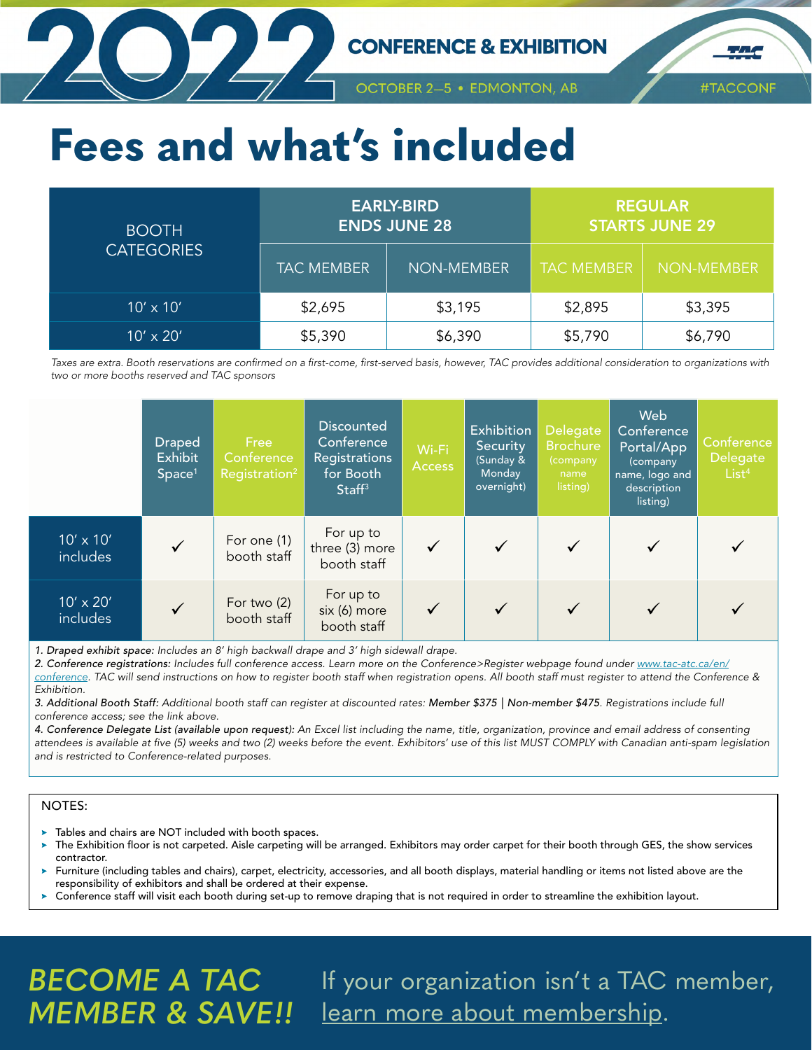# Fees and what's included

| BOOTH CATEGORIES | EARLY-BIRD ENDS JUNE 28 | | REGULAR STARTS JUNE 29 | |
|---|---|---|---|---|
| | TAC MEMBER | NON-MEMBER | TAC MEMBER | NON-MEMBER |
| 10′ x 10′ | $2,695 | $3,195 | $2,895 | $3,395 |
| 10′ x 20′ | $5,390 | $6,390 | $5,790 | $6,790 |

*Taxes are extra. Booth reservations are confirmed on a first-come, first-served basis, however, TAC provides additional consideration to organizations with two or more booths reserved and TAC sponsors*

| | Draped Exhibit Space[1] | Free Conference Registration[2] | Discounted Conference Registrations for Booth Staff[3] | Wi-Fi Access | Exhibition Security (Sunday & Monday overnight) | Delegate Brochure (company name listing) | Web Conference Portal/App (company name, logo and description listing) | Conference Delegate List[4] |
|---|---|---|---|---|---|---|---|---|
| 10′ x 10′ includes | ✓ | For one (1) booth staff | For up to three (3) more booth staff | ✓ | ✓ | ✓ | ✓ | ✓ |
| 10′ x 20′ includes | ✓ | For two (2) booth staff | For up to six (6) more booth staff | ✓ | ✓ | ✓ | ✓ | ✓ |

1. *Draped exhibit space: Includes an 8′ high backwall drape and 3′ high sidewall drape.*
2. *Conference registrations: Includes full conference access. Learn more on the Conference>Register webpage found under [www.tac-atc.ca/en/conference](www.tac-atc.ca/en/conference). TAC will send instructions on how to register booth staff when registration opens. All booth staff must register to attend the Conference & Exhibition.*
3. *Additional Booth Staff: Additional booth staff can register at discounted rates: **Member $375 | Non-member $475**. Registrations include full conference access; see the link above.*
4. *Conference Delegate List (available upon request): An Excel list including the name, title, organization, province and email address of consenting attendees is available at five (5) weeks and two (2) weeks before the event. Exhibitors' use of this list MUST COMPLY with Canadian anti-spam legislation and is restricted to Conference-related purposes.*

NOTES:

- Tables and chairs are NOT included with booth spaces.
- The Exhibition floor is not carpeted. Aisle carpeting will be arranged. Exhibitors may order carpet for their booth through GES, the show services contractor.
- Furniture (including tables and chairs), carpet, electricity, accessories, and all booth displays, material handling or items not listed above are the responsibility of exhibitors and shall be ordered at their expense.
- Conference staff will visit each booth during set-up to remove draping that is not required in order to streamline the exhibition layout.

*BECOME A TAC MEMBER & SAVE!!*

If your organization isn't a TAC member, learn more about membership.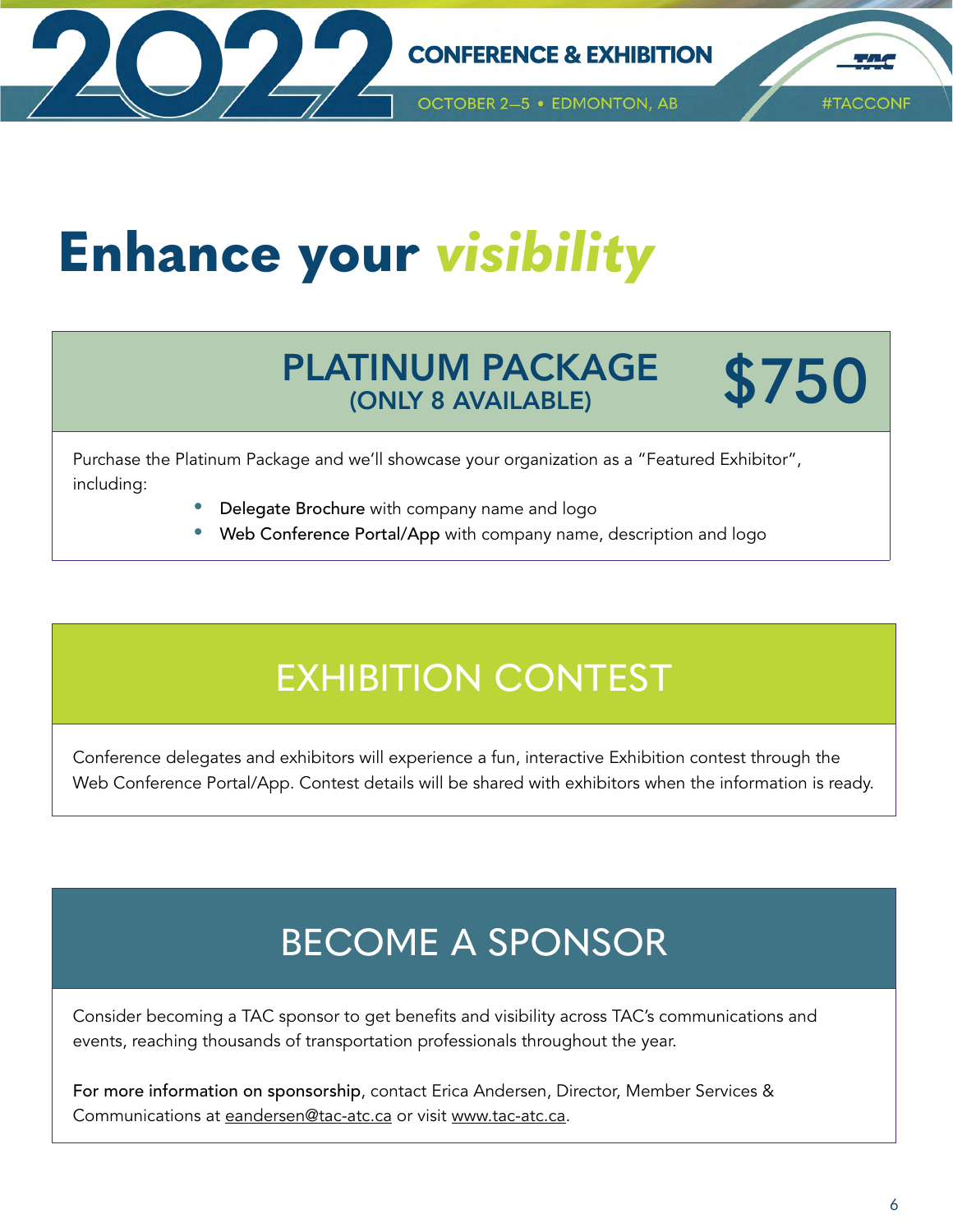# Enhance your *visibility*

## PLATINUM PACKAGE $750
### (ONLY 8 AVAILABLE)

Purchase the Platinum Package and we'll showcase your organization as a "Featured Exhibitor", including:

- Delegate Brochure with company name and logo
- Web Conference Portal/App with company name, description and logo

## EXHIBITION CONTEST

Conference delegates and exhibitors will experience a fun, interactive Exhibition contest through the Web Conference Portal/App. Contest details will be shared with exhibitors when the information is ready.

## BECOME A SPONSOR

Consider becoming a TAC sponsor to get benefits and visibility across TAC's communications and events, reaching thousands of transportation professionals throughout the year.

For more information on sponsorship, contact Erica Andersen, Director, Member Services & Communications at eandersen@tac-atc.ca or visit www.tac-atc.ca.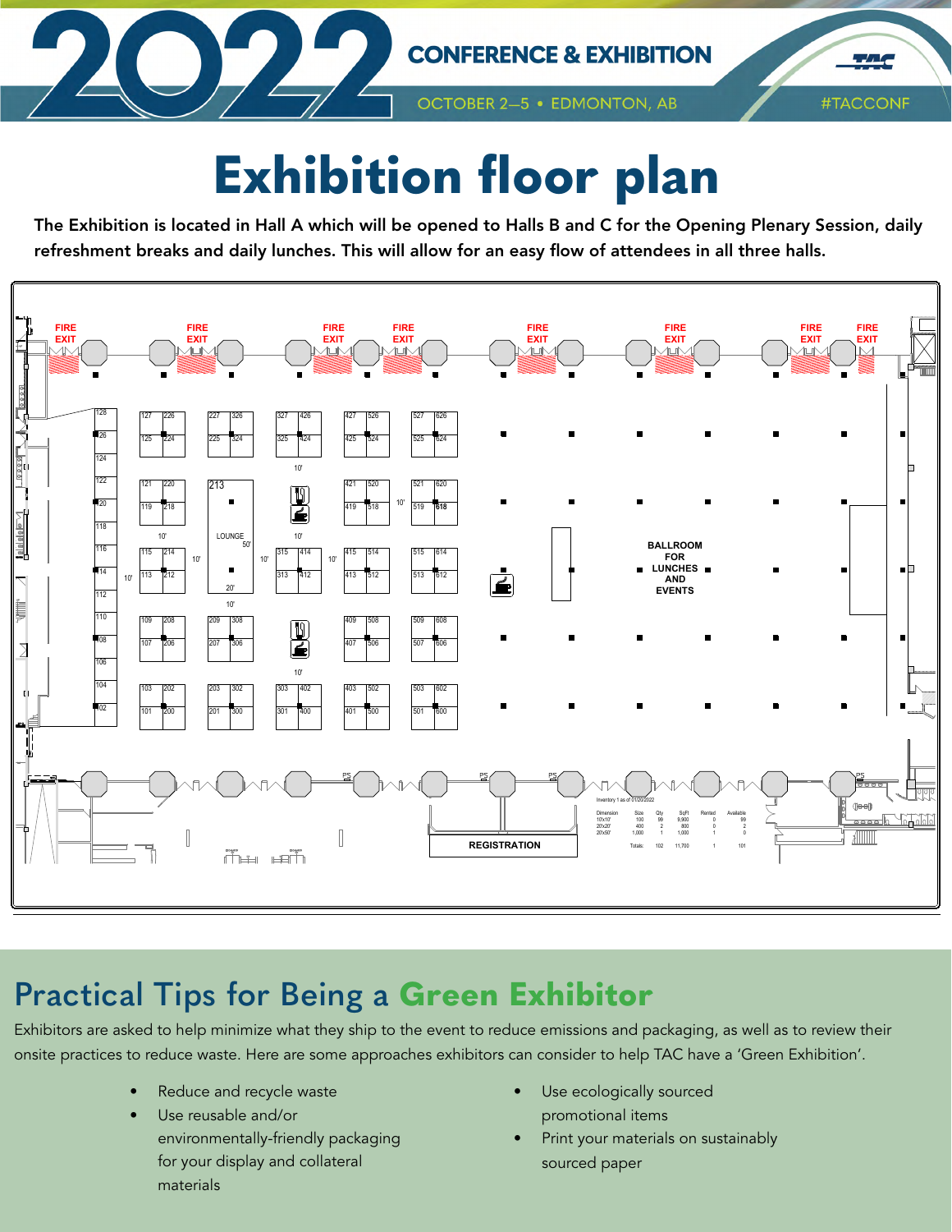# Exhibition floor plan

**The Exhibition is located in Hall A which will be opened to Halls B and C for the Opening Plenary Session, daily refreshment breaks and daily lunches. This will allow for an easy flow of attendees in all three halls.**

FIRE EXIT

LOUNGE

BALLROOM FOR LUNCHES AND EVENTS

REGISTRATION

Inventory 1 as of 01/20/2022

| Dimension | Size | Qty | SqFt | Rented | Available |
|---|---|---|---|---|---|
| 10x10' | 100 | 99 | 9,900 | 0 | 99 |
| 20x20' | 400 | 2 | 800 | 0 | 2 |
| 20x50' | 1,000 | 1 | 1,000 | 1 | 0 |
| Totals: | | 102 | 11,700 | 1 | 101 |

## Practical Tips for Being a **Green Exhibitor**

Exhibitors are asked to help minimize what they ship to the event to reduce emissions and packaging, as well as to review their onsite practices to reduce waste. Here are some approaches exhibitors can consider to help TAC have a 'Green Exhibition'.

- Reduce and recycle waste
- Use reusable and/or environmentally-friendly packaging for your display and collateral materials
- Use ecologically sourced promotional items
- Print your materials on sustainably sourced paper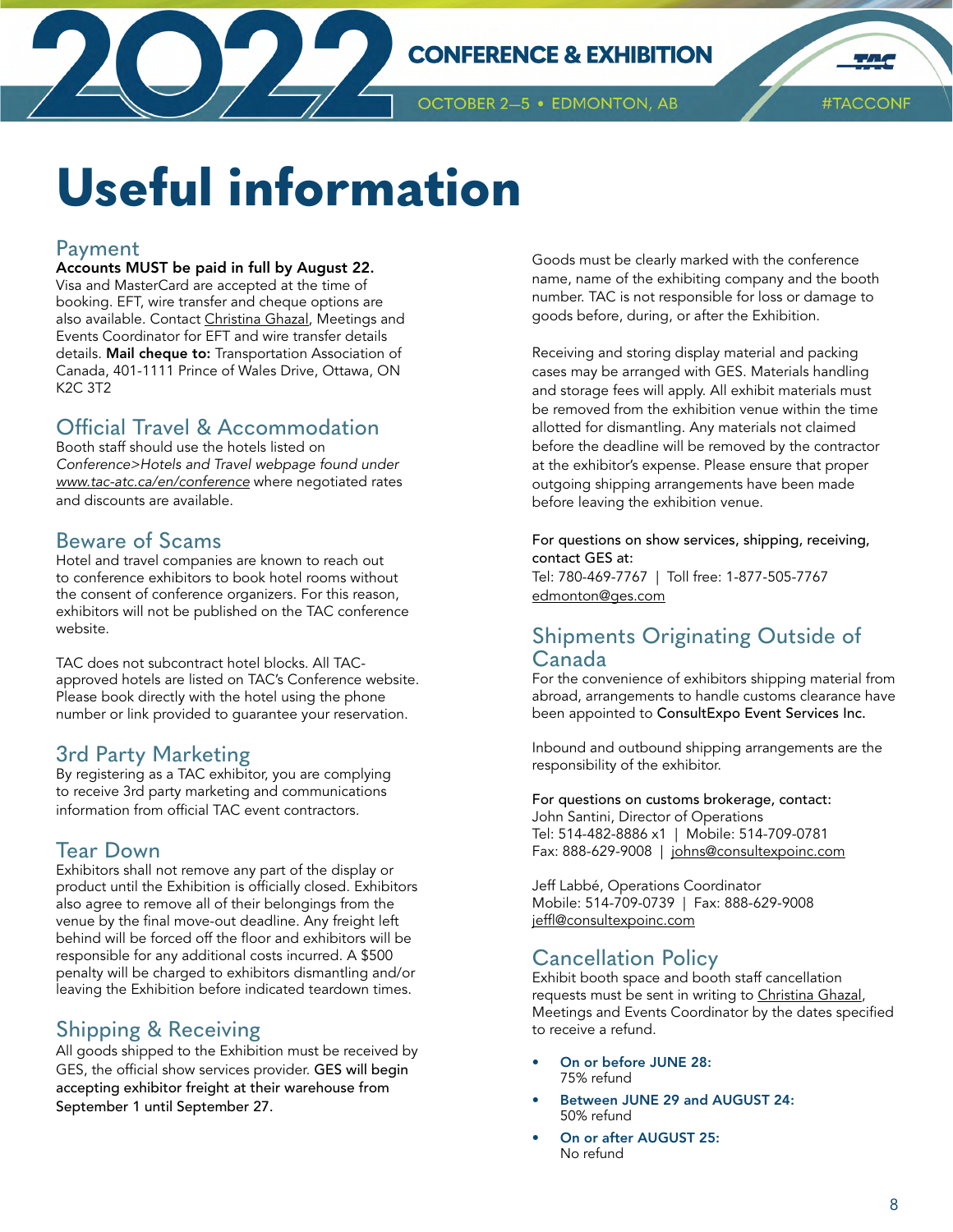# Useful information

## Payment

**Accounts MUST be paid in full by August 22.** Visa and MasterCard are accepted at the time of booking. EFT, wire transfer and cheque options are also available. Contact Christina Ghazal, Meetings and Events Coordinator for EFT and wire transfer details details. **Mail cheque to:** Transportation Association of Canada, 401-1111 Prince of Wales Drive, Ottawa, ON K2C 3T2

## Official Travel & Accommodation

Booth staff should use the hotels listed on *Conference>Hotels and Travel webpage found under www.tac-atc.ca/en/conference* where negotiated rates and discounts are available.

## Beware of Scams

Hotel and travel companies are known to reach out to conference exhibitors to book hotel rooms without the consent of conference organizers. For this reason, exhibitors will not be published on the TAC conference website.

TAC does not subcontract hotel blocks. All TAC-approved hotels are listed on TAC's Conference website. Please book directly with the hotel using the phone number or link provided to guarantee your reservation.

## 3rd Party Marketing

By registering as a TAC exhibitor, you are complying to receive 3rd party marketing and communications information from official TAC event contractors.

## Tear Down

Exhibitors shall not remove any part of the display or product until the Exhibition is officially closed. Exhibitors also agree to remove all of their belongings from the venue by the final move-out deadline. Any freight left behind will be forced off the floor and exhibitors will be responsible for any additional costs incurred. A $500 penalty will be charged to exhibitors dismantling and/or leaving the Exhibition before indicated teardown times.

## Shipping & Receiving

All goods shipped to the Exhibition must be received by GES, the official show services provider. GES will begin accepting exhibitor freight at their warehouse from September 1 until September 27.

Goods must be clearly marked with the conference name, name of the exhibiting company and the booth number. TAC is not responsible for loss or damage to goods before, during, or after the Exhibition.

Receiving and storing display material and packing cases may be arranged with GES. Materials handling and storage fees will apply. All exhibit materials must be removed from the exhibition venue within the time allotted for dismantling. Any materials not claimed before the deadline will be removed by the contractor at the exhibitor's expense. Please ensure that proper outgoing shipping arrangements have been made before leaving the exhibition venue.

For questions on show services, shipping, receiving, contact GES at:
Tel: 780-469-7767 | Toll free: 1-877-505-7767
edmonton@ges.com

## Shipments Originating Outside of Canada

For the convenience of exhibitors shipping material from abroad, arrangements to handle customs clearance have been appointed to ConsultExpo Event Services Inc.

Inbound and outbound shipping arrangements are the responsibility of the exhibitor.

For questions on customs brokerage, contact:
John Santini, Director of Operations
Tel: 514-482-8886 x1 | Mobile: 514-709-0781
Fax: 888-629-9008 | johns@consultexpoinc.com

Jeff Labbé, Operations Coordinator
Mobile: 514-709-0739 | Fax: 888-629-9008
jeffl@consultexpoinc.com

## Cancellation Policy

Exhibit booth space and booth staff cancellation requests must be sent in writing to Christina Ghazal, Meetings and Events Coordinator by the dates specified to receive a refund.

- **On or before JUNE 28:**
  75% refund
- **Between JUNE 29 and AUGUST 24:**
  50% refund
- **On or after AUGUST 25:**
  No refund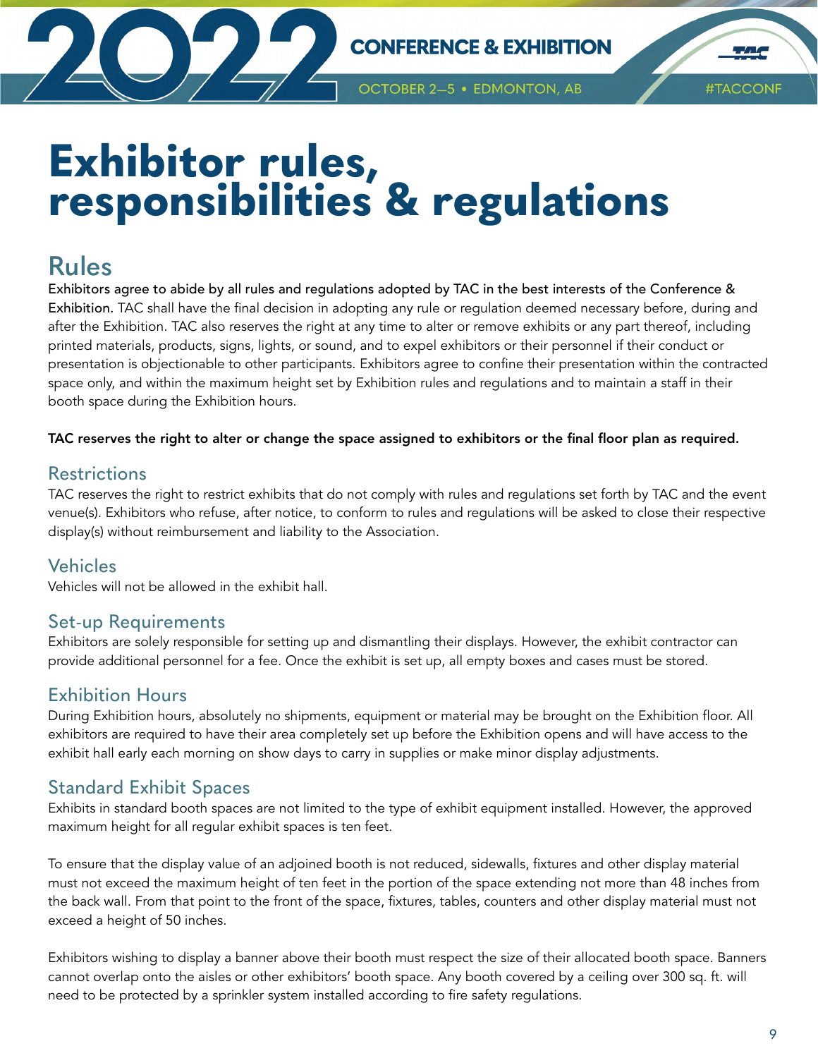# Exhibitor rules, responsibilities & regulations

## Rules

**Exhibitors agree to abide by all rules and regulations adopted by TAC in the best interests of the Conference & Exhibition.** TAC shall have the final decision in adopting any rule or regulation deemed necessary before, during and after the Exhibition. TAC also reserves the right at any time to alter or remove exhibits or any part thereof, including printed materials, products, signs, lights, or sound, and to expel exhibitors or their personnel if their conduct or presentation is objectionable to other participants. Exhibitors agree to confine their presentation within the contracted space only, and within the maximum height set by Exhibition rules and regulations and to maintain a staff in their booth space during the Exhibition hours.

**TAC reserves the right to alter or change the space assigned to exhibitors or the final floor plan as required.**

### Restrictions

TAC reserves the right to restrict exhibits that do not comply with rules and regulations set forth by TAC and the event venue(s). Exhibitors who refuse, after notice, to conform to rules and regulations will be asked to close their respective display(s) without reimbursement and liability to the Association.

### Vehicles

Vehicles will not be allowed in the exhibit hall.

### Set-up Requirements

Exhibitors are solely responsible for setting up and dismantling their displays. However, the exhibit contractor can provide additional personnel for a fee. Once the exhibit is set up, all empty boxes and cases must be stored.

### Exhibition Hours

During Exhibition hours, absolutely no shipments, equipment or material may be brought on the Exhibition floor. All exhibitors are required to have their area completely set up before the Exhibition opens and will have access to the exhibit hall early each morning on show days to carry in supplies or make minor display adjustments.

### Standard Exhibit Spaces

Exhibits in standard booth spaces are not limited to the type of exhibit equipment installed. However, the approved maximum height for all regular exhibit spaces is ten feet.

To ensure that the display value of an adjoined booth is not reduced, sidewalls, fixtures and other display material must not exceed the maximum height of ten feet in the portion of the space extending not more than 48 inches from the back wall. From that point to the front of the space, fixtures, tables, counters and other display material must not exceed a height of 50 inches.

Exhibitors wishing to display a banner above their booth must respect the size of their allocated booth space. Banners cannot overlap onto the aisles or other exhibitors' booth space. Any booth covered by a ceiling over 300 sq. ft. will need to be protected by a sprinkler system installed according to fire safety regulations.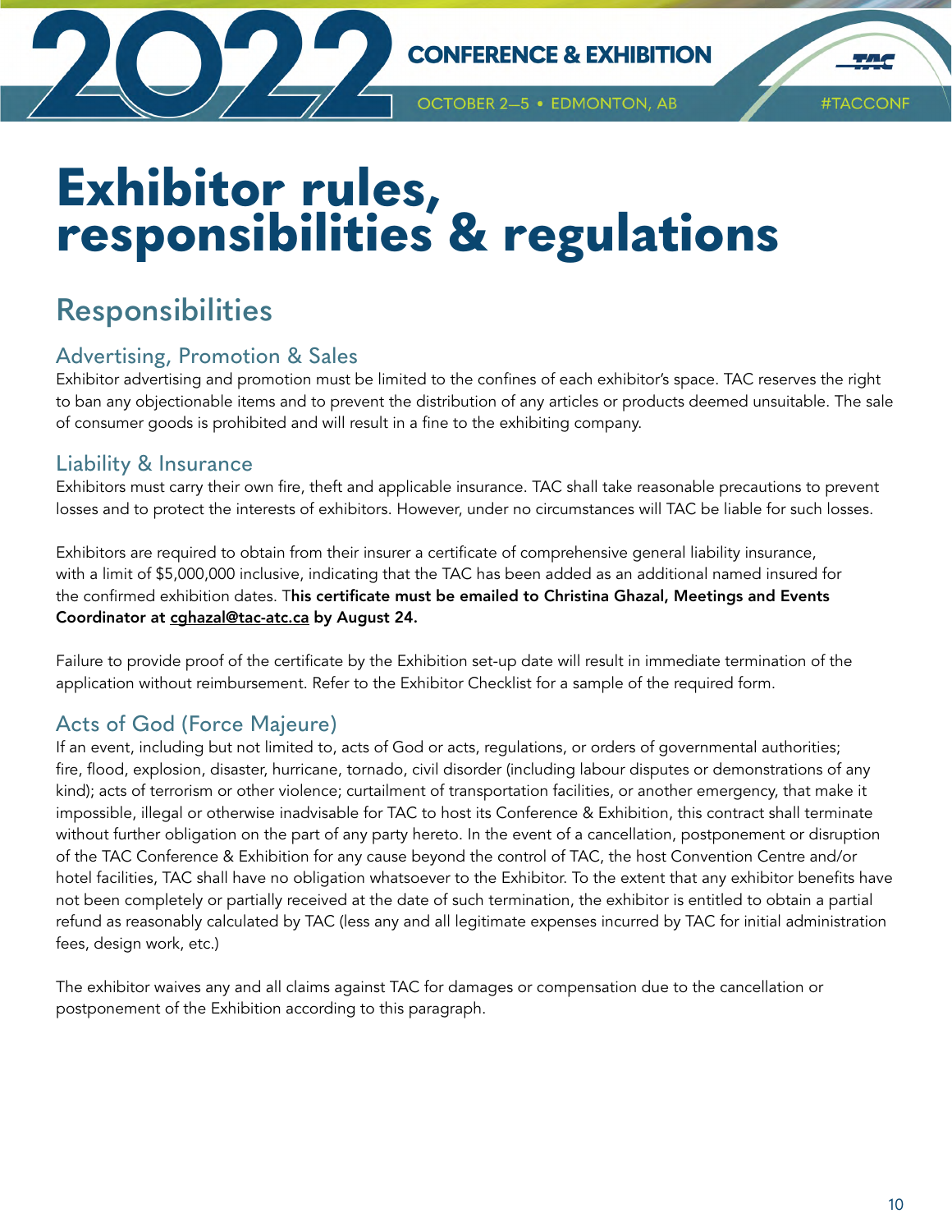# Exhibitor rules, responsibilities & regulations

## Responsibilities

### Advertising, Promotion & Sales

Exhibitor advertising and promotion must be limited to the confines of each exhibitor's space. TAC reserves the right to ban any objectionable items and to prevent the distribution of any articles or products deemed unsuitable. The sale of consumer goods is prohibited and will result in a fine to the exhibiting company.

### Liability & Insurance

Exhibitors must carry their own fire, theft and applicable insurance. TAC shall take reasonable precautions to prevent losses and to protect the interests of exhibitors. However, under no circumstances will TAC be liable for such losses.

Exhibitors are required to obtain from their insurer a certificate of comprehensive general liability insurance, with a limit of $5,000,000 inclusive, indicating that the TAC has been added as an additional named insured for the confirmed exhibition dates. T**his certificate must be emailed to Christina Ghazal, Meetings and Events Coordinator at cghazal@tac-atc.ca by August 24.**

Failure to provide proof of the certificate by the Exhibition set-up date will result in immediate termination of the application without reimbursement. Refer to the Exhibitor Checklist for a sample of the required form.

### Acts of God (Force Majeure)

If an event, including but not limited to, acts of God or acts, regulations, or orders of governmental authorities; fire, flood, explosion, disaster, hurricane, tornado, civil disorder (including labour disputes or demonstrations of any kind); acts of terrorism or other violence; curtailment of transportation facilities, or another emergency, that make it impossible, illegal or otherwise inadvisable for TAC to host its Conference & Exhibition, this contract shall terminate without further obligation on the part of any party hereto. In the event of a cancellation, postponement or disruption of the TAC Conference & Exhibition for any cause beyond the control of TAC, the host Convention Centre and/or hotel facilities, TAC shall have no obligation whatsoever to the Exhibitor. To the extent that any exhibitor benefits have not been completely or partially received at the date of such termination, the exhibitor is entitled to obtain a partial refund as reasonably calculated by TAC (less any and all legitimate expenses incurred by TAC for initial administration fees, design work, etc.)

The exhibitor waives any and all claims against TAC for damages or compensation due to the cancellation or postponement of the Exhibition according to this paragraph.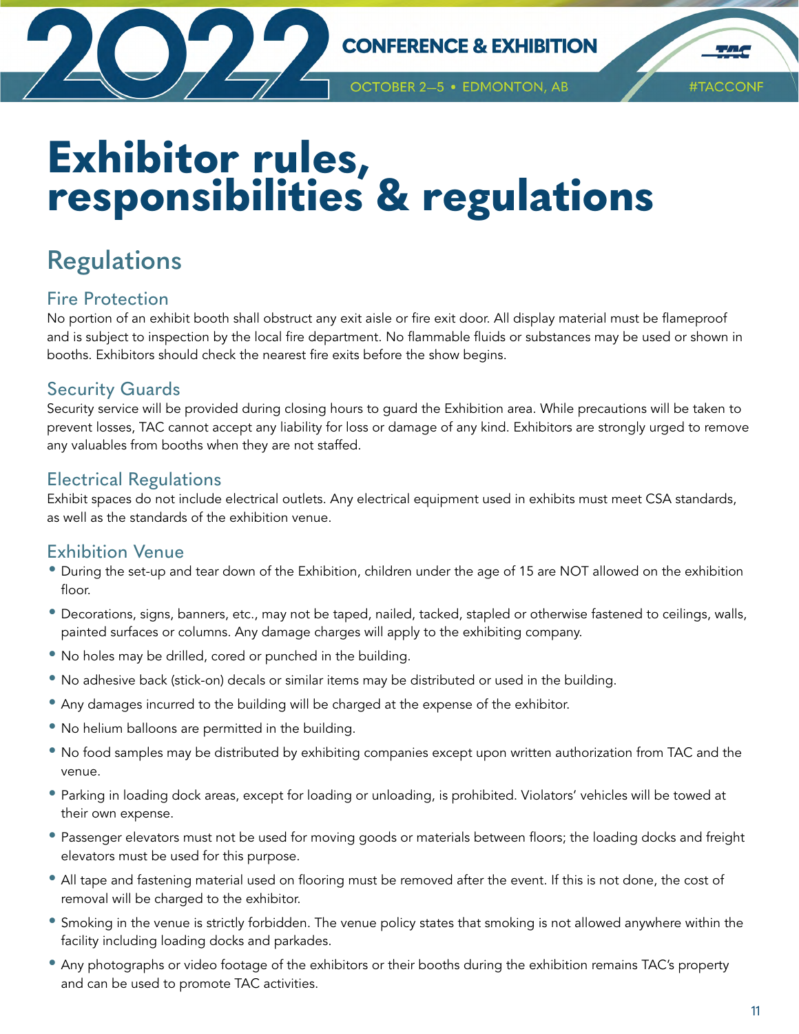# Exhibitor rules, responsibilities & regulations

## Regulations

### Fire Protection

No portion of an exhibit booth shall obstruct any exit aisle or fire exit door. All display material must be flameproof and is subject to inspection by the local fire department. No flammable fluids or substances may be used or shown in booths. Exhibitors should check the nearest fire exits before the show begins.

### Security Guards

Security service will be provided during closing hours to guard the Exhibition area. While precautions will be taken to prevent losses, TAC cannot accept any liability for loss or damage of any kind. Exhibitors are strongly urged to remove any valuables from booths when they are not staffed.

### Electrical Regulations

Exhibit spaces do not include electrical outlets. Any electrical equipment used in exhibits must meet CSA standards, as well as the standards of the exhibition venue.

### Exhibition Venue

- During the set-up and tear down of the Exhibition, children under the age of 15 are NOT allowed on the exhibition floor.
- Decorations, signs, banners, etc., may not be taped, nailed, tacked, stapled or otherwise fastened to ceilings, walls, painted surfaces or columns. Any damage charges will apply to the exhibiting company.
- No holes may be drilled, cored or punched in the building.
- No adhesive back (stick-on) decals or similar items may be distributed or used in the building.
- Any damages incurred to the building will be charged at the expense of the exhibitor.
- No helium balloons are permitted in the building.
- No food samples may be distributed by exhibiting companies except upon written authorization from TAC and the venue.
- Parking in loading dock areas, except for loading or unloading, is prohibited. Violators' vehicles will be towed at their own expense.
- Passenger elevators must not be used for moving goods or materials between floors; the loading docks and freight elevators must be used for this purpose.
- All tape and fastening material used on flooring must be removed after the event. If this is not done, the cost of removal will be charged to the exhibitor.
- Smoking in the venue is strictly forbidden. The venue policy states that smoking is not allowed anywhere within the facility including loading docks and parkades.
- Any photographs or video footage of the exhibitors or their booths during the exhibition remains TAC's property and can be used to promote TAC activities.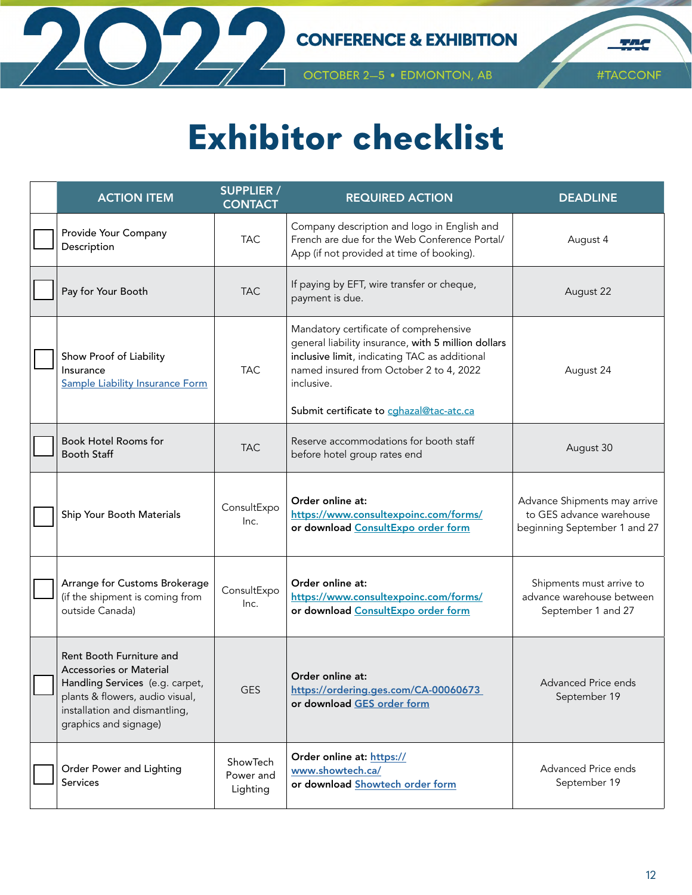# Exhibitor checklist

| | ACTION ITEM | SUPPLIER / CONTACT | REQUIRED ACTION | DEADLINE |
|---|---|---|---|---|
| ☐ | Provide Your Company Description | TAC | Company description and logo in English and French are due for the Web Conference Portal/ App (if not provided at time of booking). | August 4 |
| ☐ | Pay for Your Booth | TAC | If paying by EFT, wire transfer or cheque, payment is due. | August 22 |
| ☐ | Show Proof of Liability Insurance<br>Sample Liability Insurance Form | TAC | Mandatory certificate of comprehensive general liability insurance, **with 5 million dollars inclusive limit**, indicating TAC as additional named insured from October 2 to 4, 2022 inclusive.<br><br>Submit certificate to cghazal@tac-atc.ca | August 24 |
| ☐ | Book Hotel Rooms for Booth Staff | TAC | Reserve accommodations for booth staff before hotel group rates end | August 30 |
| ☐ | Ship Your Booth Materials | ConsultExpo Inc. | **Order online at:**<br>https://www.consultexpoinc.com/forms/<br>**or download** ConsultExpo order form | Advance Shipments may arrive to GES advance warehouse beginning September 1 and 27 |
| ☐ | Arrange for Customs Brokerage (if the shipment is coming from outside Canada) | ConsultExpo Inc. | **Order online at:**<br>https://www.consultexpoinc.com/forms/<br>**or download** ConsultExpo order form | Shipments must arrive to advance warehouse between September 1 and 27 |
| ☐ | Rent Booth Furniture and Accessories or Material Handling Services (e.g. carpet, plants & flowers, audio visual, installation and dismantling, graphics and signage) | GES | **Order online at:**<br>https://ordering.ges.com/CA-00060673<br>**or download** GES order form | Advanced Price ends September 19 |
| ☐ | Order Power and Lighting Services | ShowTech Power and Lighting | **Order online at:** https://www.showtech.ca/<br>**or download** Showtech order form | Advanced Price ends September 19 |